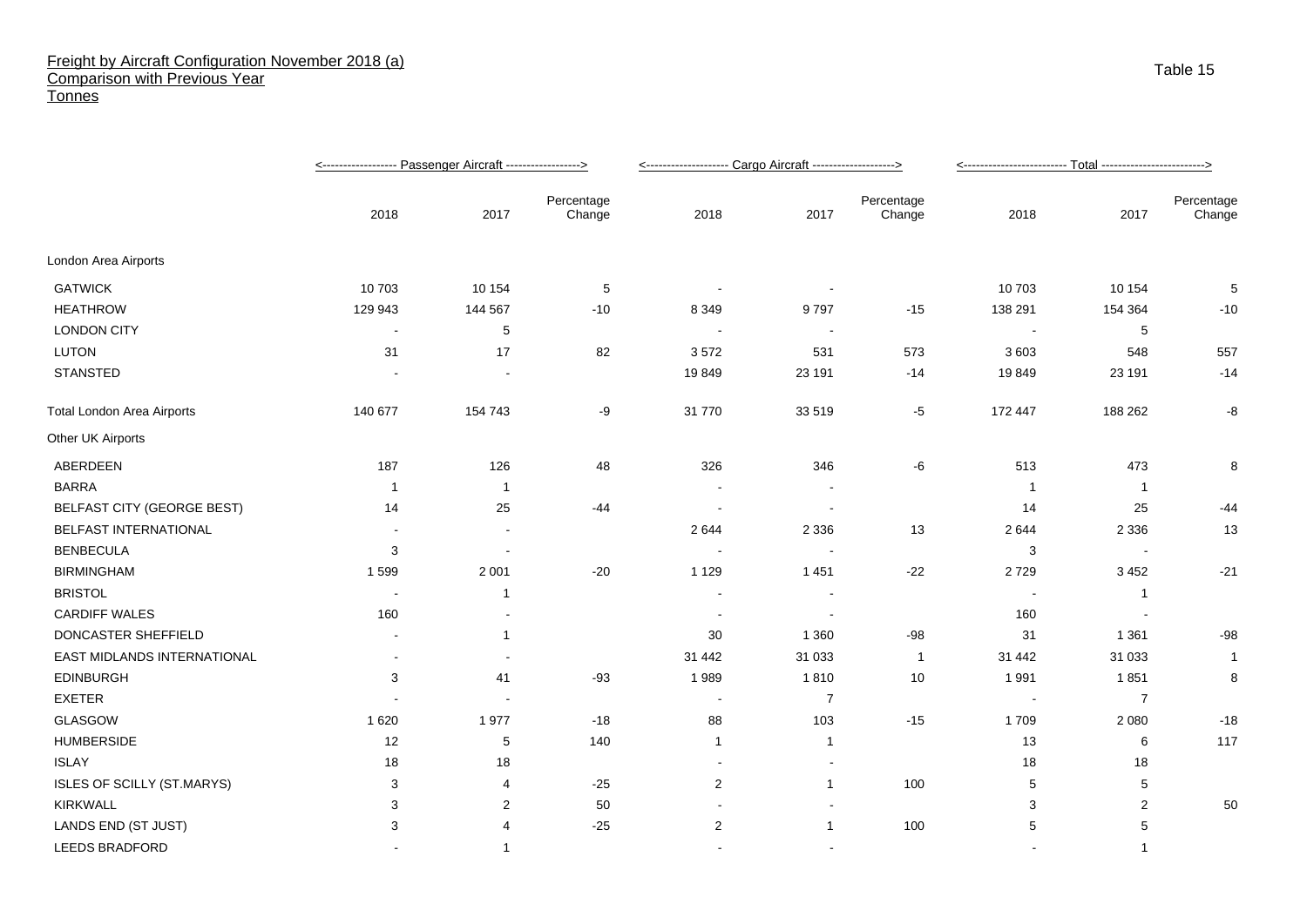# Freight by Aircraft Configuration November 2018 (a)
## Comparison with Previous Year
## Tonnes

Table 15

| | Passenger Aircraft | | | Cargo Aircraft | | | Total | | |
|---|---|---|---|---|---|---|---|---|---|
| | 2018 | 2017 | Percentage Change | 2018 | 2017 | Percentage Change | 2018 | 2017 | Percentage Change |
| London Area Airports | | | | | | | | | |
| GATWICK | 10 703 | 10 154 | 5 | - | - | | 10 703 | 10 154 | 5 |
| HEATHROW | 129 943 | 144 567 | -10 | 8 349 | 9 797 | -15 | 138 291 | 154 364 | -10 |
| LONDON CITY | - | 5 | | - | - | | - | 5 | |
| LUTON | 31 | 17 | 82 | 3 572 | 531 | 573 | 3 603 | 548 | 557 |
| STANSTED | - | - | | 19 849 | 23 191 | -14 | 19 849 | 23 191 | -14 |
| Total London Area Airports | 140 677 | 154 743 | -9 | 31 770 | 33 519 | -5 | 172 447 | 188 262 | -8 |
| Other UK Airports | | | | | | | | | |
| ABERDEEN | 187 | 126 | 48 | 326 | 346 | -6 | 513 | 473 | 8 |
| BARRA | 1 | 1 | | - | - | | 1 | 1 | |
| BELFAST CITY (GEORGE BEST) | 14 | 25 | -44 | - | - | | 14 | 25 | -44 |
| BELFAST INTERNATIONAL | - | - | | 2 644 | 2 336 | 13 | 2 644 | 2 336 | 13 |
| BENBECULA | 3 | - | | - | - | | 3 | - | |
| BIRMINGHAM | 1 599 | 2 001 | -20 | 1 129 | 1 451 | -22 | 2 729 | 3 452 | -21 |
| BRISTOL | - | 1 | | - | - | | - | 1 | |
| CARDIFF WALES | 160 | - | | - | - | | 160 | - | |
| DONCASTER SHEFFIELD | - | 1 | | 30 | 1 360 | -98 | 31 | 1 361 | -98 |
| EAST MIDLANDS INTERNATIONAL | - | - | | 31 442 | 31 033 | 1 | 31 442 | 31 033 | 1 |
| EDINBURGH | 3 | 41 | -93 | 1 989 | 1 810 | 10 | 1 991 | 1 851 | 8 |
| EXETER | - | - | | - | 7 | | - | 7 | |
| GLASGOW | 1 620 | 1 977 | -18 | 88 | 103 | -15 | 1 709 | 2 080 | -18 |
| HUMBERSIDE | 12 | 5 | 140 | 1 | 1 | | 13 | 6 | 117 |
| ISLAY | 18 | 18 | | - | - | | 18 | 18 | |
| ISLES OF SCILLY (ST.MARYS) | 3 | 4 | -25 | 2 | 1 | 100 | 5 | 5 | |
| KIRKWALL | 3 | 2 | 50 | - | - | | 3 | 2 | 50 |
| LANDS END (ST JUST) | 3 | 4 | -25 | 2 | 1 | 100 | 5 | 5 | |
| LEEDS BRADFORD | - | 1 | | - | - | | - | 1 | |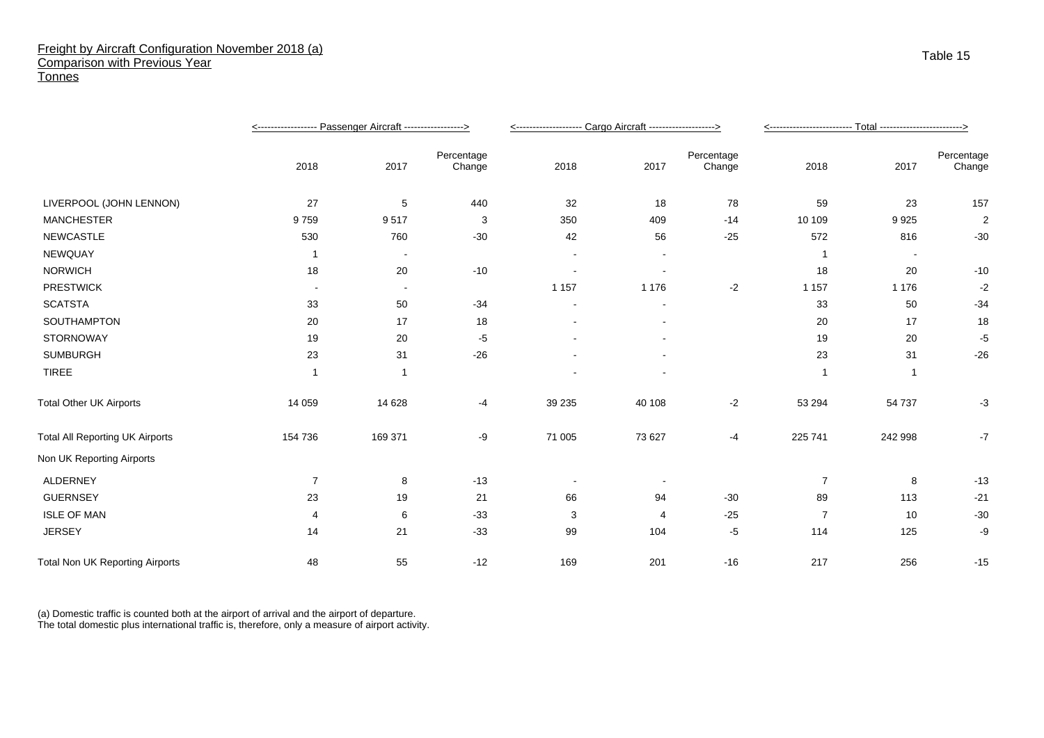Freight by Aircraft Configuration November 2018 (a)
Comparison with Previous Year
Tonnes

Table 15

| | Passenger Aircraft | | | Cargo Aircraft | | | Total | | |
|---|---|---|---|---|---|---|---|---|---|
| | 2018 | 2017 | Percentage Change | 2018 | 2017 | Percentage Change | 2018 | 2017 | Percentage Change |
| LIVERPOOL (JOHN LENNON) | 27 | 5 | 440 | 32 | 18 | 78 | 59 | 23 | 157 |
| MANCHESTER | 9 759 | 9 517 | 3 | 350 | 409 | -14 | 10 109 | 9 925 | 2 |
| NEWCASTLE | 530 | 760 | -30 | 42 | 56 | -25 | 572 | 816 | -30 |
| NEWQUAY | 1 | - | | - | - | | 1 | - | |
| NORWICH | 18 | 20 | -10 | - | - | | 18 | 20 | -10 |
| PRESTWICK | - | - | | 1 157 | 1 176 | -2 | 1 157 | 1 176 | -2 |
| SCATSTA | 33 | 50 | -34 | - | - | | 33 | 50 | -34 |
| SOUTHAMPTON | 20 | 17 | 18 | - | - | | 20 | 17 | 18 |
| STORNOWAY | 19 | 20 | -5 | - | - | | 19 | 20 | -5 |
| SUMBURGH | 23 | 31 | -26 | - | - | | 23 | 31 | -26 |
| TIREE | 1 | 1 | | - | - | | 1 | 1 | |
| Total Other UK Airports | 14 059 | 14 628 | -4 | 39 235 | 40 108 | -2 | 53 294 | 54 737 | -3 |
| Total All Reporting UK Airports | 154 736 | 169 371 | -9 | 71 005 | 73 627 | -4 | 225 741 | 242 998 | -7 |
| Non UK Reporting Airports | | | | | | | | | |
| ALDERNEY | 7 | 8 | -13 | - | - | | 7 | 8 | -13 |
| GUERNSEY | 23 | 19 | 21 | 66 | 94 | -30 | 89 | 113 | -21 |
| ISLE OF MAN | 4 | 6 | -33 | 3 | 4 | -25 | 7 | 10 | -30 |
| JERSEY | 14 | 21 | -33 | 99 | 104 | -5 | 114 | 125 | -9 |
| Total Non UK Reporting Airports | 48 | 55 | -12 | 169 | 201 | -16 | 217 | 256 | -15 |

(a) Domestic traffic is counted both at the airport of arrival and the airport of departure.
The total domestic plus international traffic is, therefore, only a measure of airport activity.